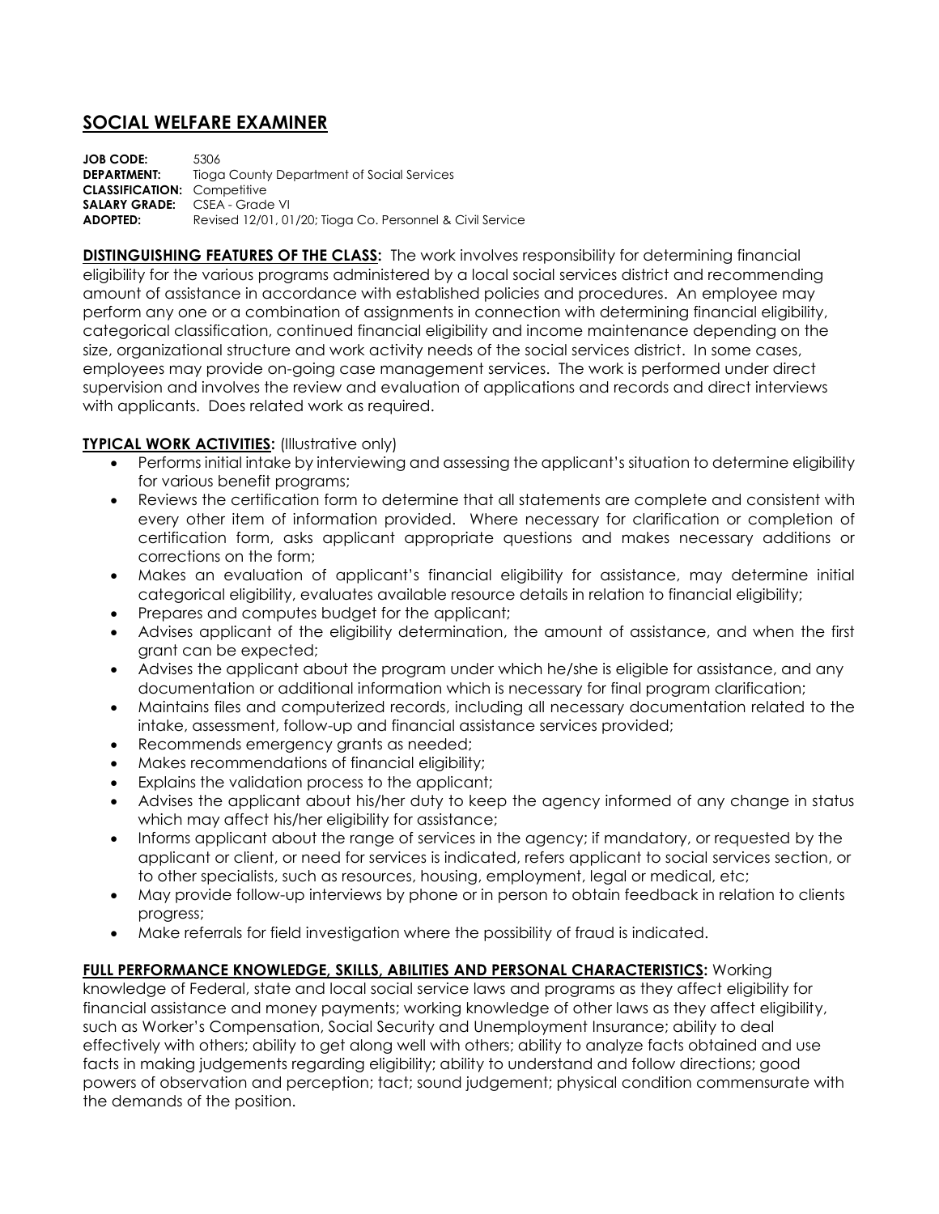# SOCIAL WELFARE EXAMINER

**JOB CODE:** 5306
**DEPARTMENT:** Tioga County Department of Social Services
**CLASSIFICATION:** Competitive
**SALARY GRADE:** CSEA - Grade VI
**ADOPTED:** Revised 12/01, 01/20; Tioga Co. Personnel & Civil Service

**DISTINGUISHING FEATURES OF THE CLASS:** The work involves responsibility for determining financial eligibility for the various programs administered by a local social services district and recommending amount of assistance in accordance with established policies and procedures. An employee may perform any one or a combination of assignments in connection with determining financial eligibility, categorical classification, continued financial eligibility and income maintenance depending on the size, organizational structure and work activity needs of the social services district. In some cases, employees may provide on-going case management services. The work is performed under direct supervision and involves the review and evaluation of applications and records and direct interviews with applicants. Does related work as required.

**TYPICAL WORK ACTIVITIES:** (Illustrative only)

- Performs initial intake by interviewing and assessing the applicant's situation to determine eligibility for various benefit programs;
- Reviews the certification form to determine that all statements are complete and consistent with every other item of information provided. Where necessary for clarification or completion of certification form, asks applicant appropriate questions and makes necessary additions or corrections on the form;
- Makes an evaluation of applicant's financial eligibility for assistance, may determine initial categorical eligibility, evaluates available resource details in relation to financial eligibility;
- Prepares and computes budget for the applicant;
- Advises applicant of the eligibility determination, the amount of assistance, and when the first grant can be expected;
- Advises the applicant about the program under which he/she is eligible for assistance, and any documentation or additional information which is necessary for final program clarification;
- Maintains files and computerized records, including all necessary documentation related to the intake, assessment, follow-up and financial assistance services provided;
- Recommends emergency grants as needed;
- Makes recommendations of financial eligibility;
- Explains the validation process to the applicant;
- Advises the applicant about his/her duty to keep the agency informed of any change in status which may affect his/her eligibility for assistance;
- Informs applicant about the range of services in the agency; if mandatory, or requested by the applicant or client, or need for services is indicated, refers applicant to social services section, or to other specialists, such as resources, housing, employment, legal or medical, etc;
- May provide follow-up interviews by phone or in person to obtain feedback in relation to clients progress;
- Make referrals for field investigation where the possibility of fraud is indicated.

**FULL PERFORMANCE KNOWLEDGE, SKILLS, ABILITIES AND PERSONAL CHARACTERISTICS:** Working knowledge of Federal, state and local social service laws and programs as they affect eligibility for financial assistance and money payments; working knowledge of other laws as they affect eligibility, such as Worker's Compensation, Social Security and Unemployment Insurance; ability to deal effectively with others; ability to get along well with others; ability to analyze facts obtained and use facts in making judgements regarding eligibility; ability to understand and follow directions; good powers of observation and perception; tact; sound judgement; physical condition commensurate with the demands of the position.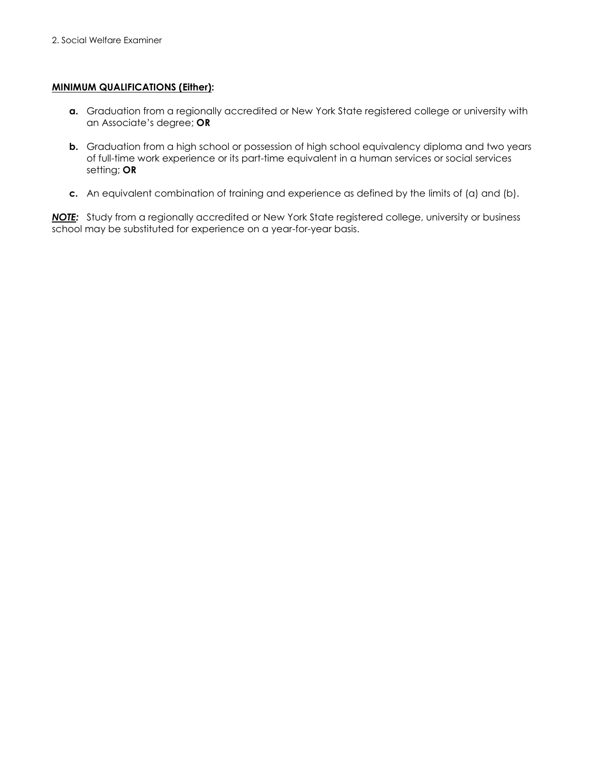**MINIMUM QUALIFICATIONS (Either):**

- **a.** Graduation from a regionally accredited or New York State registered college or university with an Associate's degree; **OR**
- **b.** Graduation from a high school or possession of high school equivalency diploma and two years of full-time work experience or its part-time equivalent in a human services or social services setting; **OR**
- **c.** An equivalent combination of training and experience as defined by the limits of (a) and (b).

***NOTE:*** Study from a regionally accredited or New York State registered college, university or business school may be substituted for experience on a year-for-year basis.